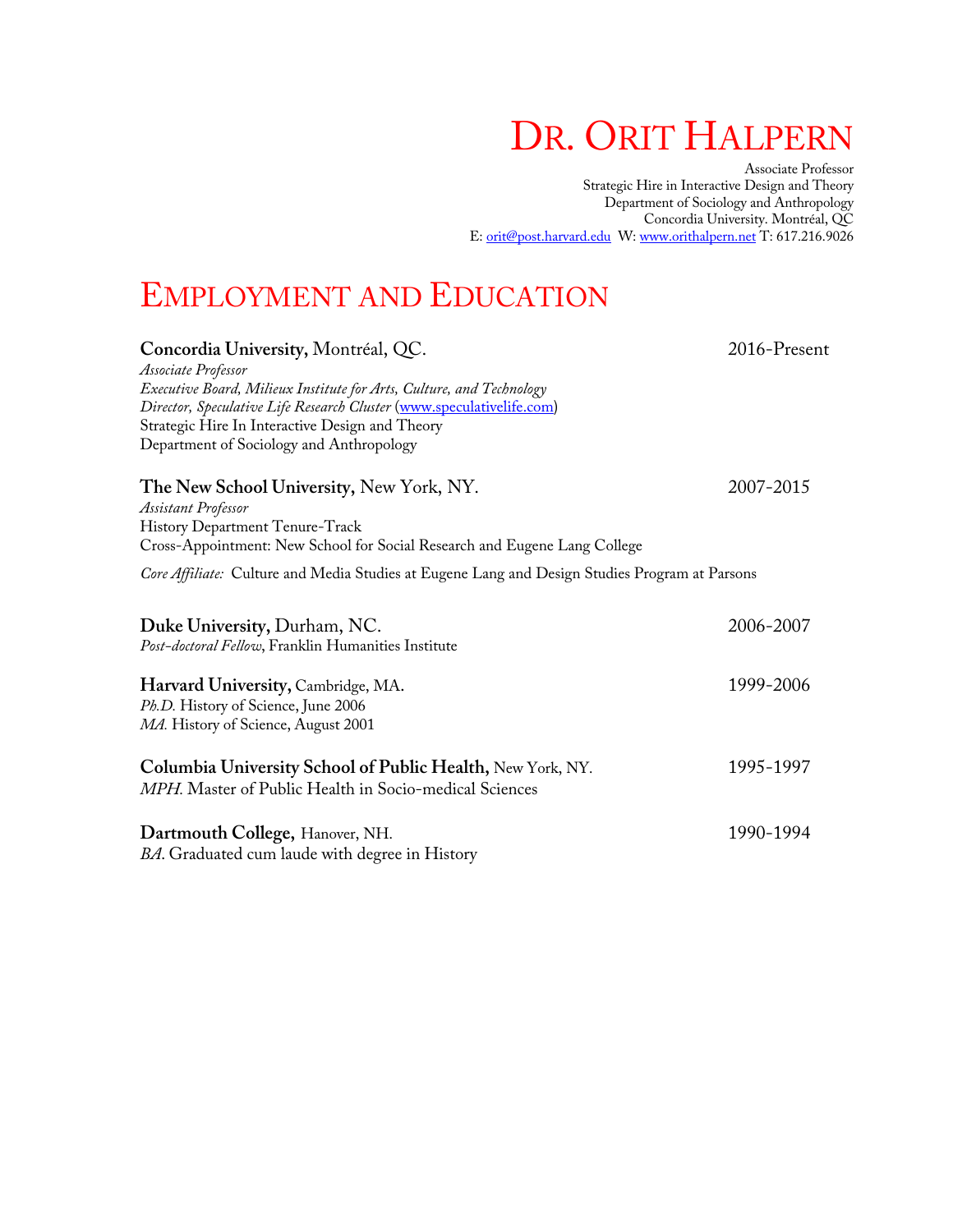# DR. ORIT HALPERN

Associate Professor
Strategic Hire in Interactive Design and Theory
Department of Sociology and Anthropology
Concordia University. Montréal, QC
E: orit@post.harvard.edu W: www.orithalpern.net T: 617.216.9026

## EMPLOYMENT AND EDUCATION

**Concordia University,** Montréal, QC. 2016-Present
*Associate Professor*
*Executive Board, Milieux Institute for Arts, Culture, and Technology*
*Director, Speculative Life Research Cluster* (www.speculativelife.com)
Strategic Hire In Interactive Design and Theory
Department of Sociology and Anthropology

**The New School University,** New York, NY. 2007-2015
*Assistant Professor*
History Department Tenure-Track
Cross-Appointment: New School for Social Research and Eugene Lang College

*Core Affiliate:* Culture and Media Studies at Eugene Lang and Design Studies Program at Parsons

**Duke University,** Durham, NC. 2006-2007
*Post-doctoral Fellow*, Franklin Humanities Institute

**Harvard University,** Cambridge, MA. 1999-2006
*Ph.D.* History of Science, June 2006
*MA.* History of Science, August 2001

**Columbia University School of Public Health,** New York, NY. 1995-1997
*MPH.* Master of Public Health in Socio-medical Sciences

**Dartmouth College,** Hanover, NH. 1990-1994
*BA*. Graduated cum laude with degree in History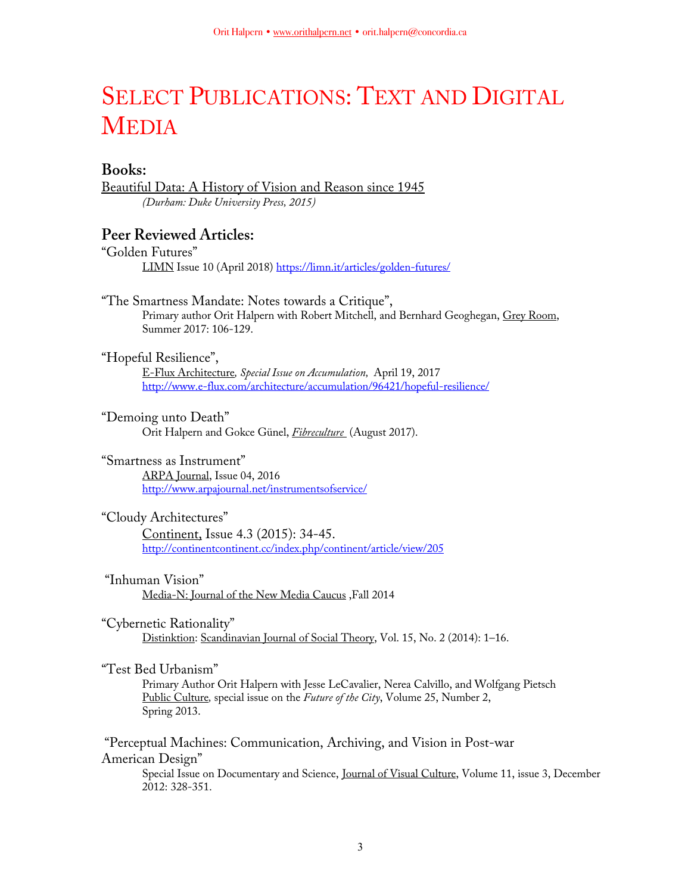# Select Publications: Text and Digital Media

## Books:

Beautiful Data: A History of Vision and Reason since 1945
*(Durham: Duke University Press, 2015)*

## Peer Reviewed Articles:

"Golden Futures"
LIMN Issue 10 (April 2018) https://limn.it/articles/golden-futures/

"The Smartness Mandate: Notes towards a Critique",
Primary author Orit Halpern with Robert Mitchell, and Bernhard Geoghegan, Grey Room, Summer 2017: 106-129.

"Hopeful Resilience",
E-Flux Architecture*, Special Issue on Accumulation,* April 19, 2017
http://www.e-flux.com/architecture/accumulation/96421/hopeful-resilience/

"Demoing unto Death"
Orit Halpern and Gokce Günel, *Fibreculture* (August 2017).

"Smartness as Instrument"
ARPA Journal, Issue 04, 2016
http://www.arpajournal.net/instrumentsofservice/

"Cloudy Architectures"
Continent, Issue 4.3 (2015): 34-45.
http://continentcontinent.cc/index.php/continent/article/view/205

"Inhuman Vision"
Media-N: Journal of the New Media Caucus ,Fall 2014

"Cybernetic Rationality"
Distinktion: Scandinavian Journal of Social Theory, Vol. 15, No. 2 (2014): 1–16.

"Test Bed Urbanism"
Primary Author Orit Halpern with Jesse LeCavalier, Nerea Calvillo, and Wolfgang Pietsch
Public Culture, special issue on the *Future of the City*, Volume 25, Number 2, Spring 2013.

"Perceptual Machines: Communication, Archiving, and Vision in Post-war American Design"
Special Issue on Documentary and Science, Journal of Visual Culture, Volume 11, issue 3, December 2012: 328-351.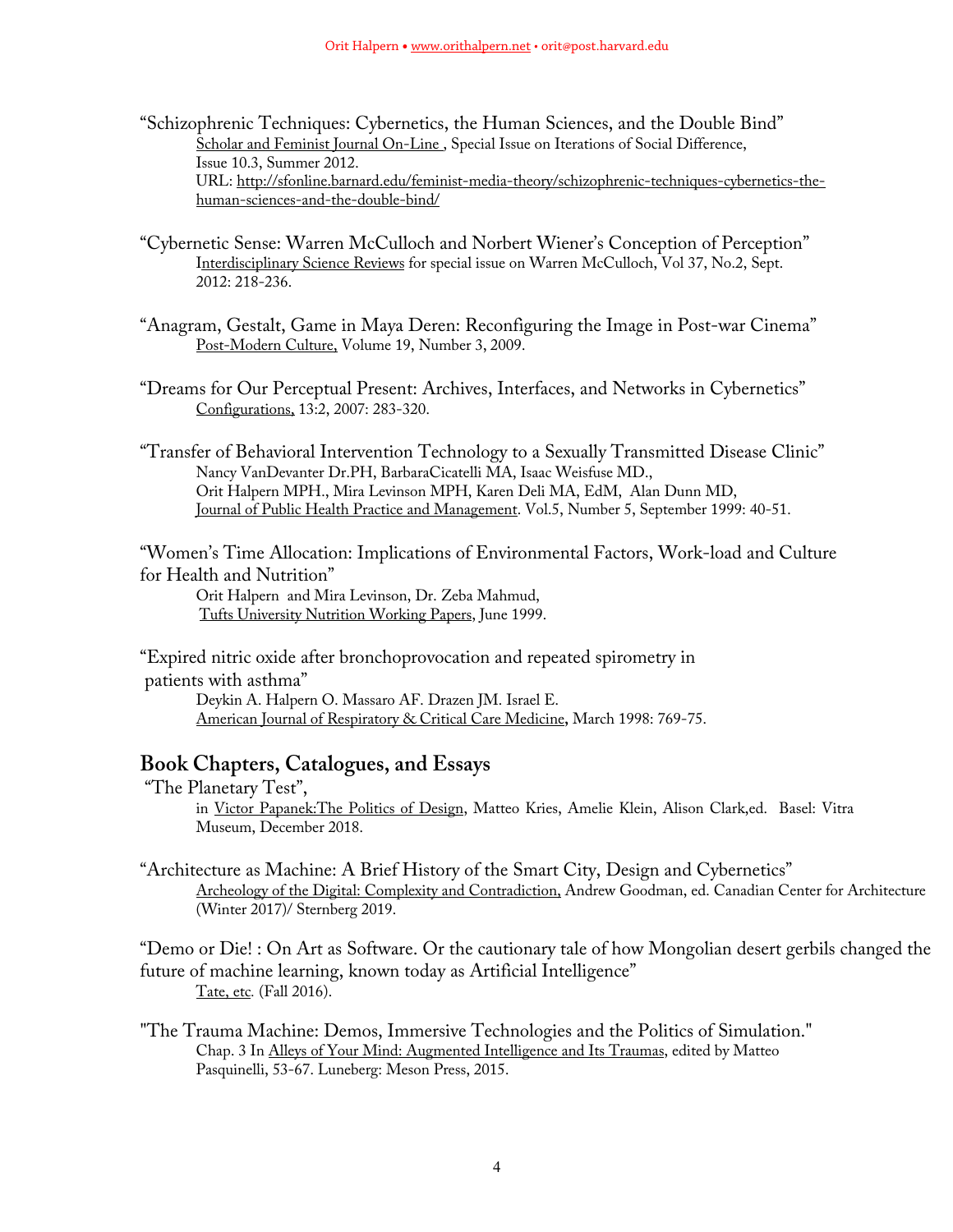"Schizophrenic Techniques: Cybernetics, the Human Sciences, and the Double Bind"
Scholar and Feminist Journal On-Line , Special Issue on Iterations of Social Difference, Issue 10.3, Summer 2012.
URL: http://sfonline.barnard.edu/feminist-media-theory/schizophrenic-techniques-cybernetics-the-human-sciences-and-the-double-bind/

"Cybernetic Sense: Warren McCulloch and Norbert Wiener's Conception of Perception"
Interdisciplinary Science Reviews for special issue on Warren McCulloch, Vol 37, No.2, Sept. 2012: 218-236.

"Anagram, Gestalt, Game in Maya Deren: Reconfiguring the Image in Post-war Cinema"
Post-Modern Culture, Volume 19, Number 3, 2009.

"Dreams for Our Perceptual Present: Archives, Interfaces, and Networks in Cybernetics"
Configurations, 13:2, 2007: 283-320.

"Transfer of Behavioral Intervention Technology to a Sexually Transmitted Disease Clinic"
Nancy VanDevanter Dr.PH, BarbaraCicatelli MA, Isaac Weisfuse MD., Orit Halpern MPH., Mira Levinson MPH, Karen Deli MA, EdM, Alan Dunn MD, Journal of Public Health Practice and Management. Vol.5, Number 5, September 1999: 40-51.

"Women's Time Allocation: Implications of Environmental Factors, Work-load and Culture for Health and Nutrition"
Orit Halpern and Mira Levinson, Dr. Zeba Mahmud,
Tufts University Nutrition Working Papers, June 1999.

"Expired nitric oxide after bronchoprovocation and repeated spirometry in patients with asthma"
Deykin A. Halpern O. Massaro AF. Drazen JM. Israel E.
American Journal of Respiratory & Critical Care Medicine, March 1998: 769-75.

## Book Chapters, Catalogues, and Essays

"The Planetary Test",
in Victor Papanek:The Politics of Design, Matteo Kries, Amelie Klein, Alison Clark,ed. Basel: Vitra Museum, December 2018.

"Architecture as Machine: A Brief History of the Smart City, Design and Cybernetics"
Archeology of the Digital: Complexity and Contradiction, Andrew Goodman, ed. Canadian Center for Architecture (Winter 2017)/ Sternberg 2019.

"Demo or Die! : On Art as Software. Or the cautionary tale of how Mongolian desert gerbils changed the future of machine learning, known today as Artificial Intelligence"
Tate, etc. (Fall 2016).

"The Trauma Machine: Demos, Immersive Technologies and the Politics of Simulation."
Chap. 3 In Alleys of Your Mind: Augmented Intelligence and Its Traumas, edited by Matteo Pasquinelli, 53-67. Luneberg: Meson Press, 2015.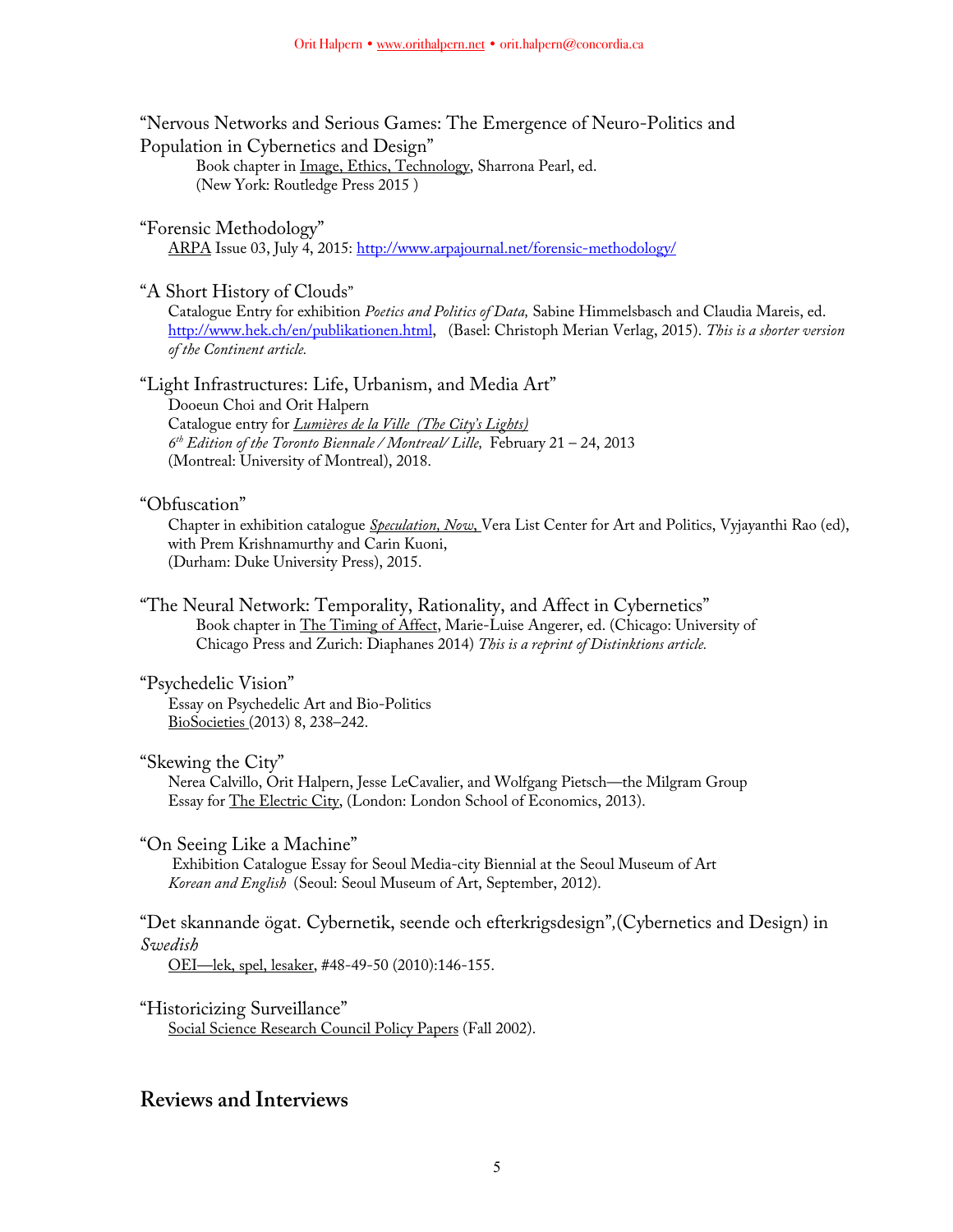"Nervous Networks and Serious Games: The Emergence of Neuro-Politics and Population in Cybernetics and Design"
Book chapter in Image, Ethics, Technology, Sharrona Pearl, ed.
(New York: Routledge Press 2015 )

"Forensic Methodology"
ARPA Issue 03, July 4, 2015: http://www.arpajournal.net/forensic-methodology/

"A Short History of Clouds"
Catalogue Entry for exhibition *Poetics and Politics of Data,* Sabine Himmelsbasch and Claudia Mareis, ed. http://www.hek.ch/en/publikationen.html, (Basel: Christoph Merian Verlag, 2015). *This is a shorter version of the Continent article.*

"Light Infrastructures: Life, Urbanism, and Media Art"
Dooeun Choi and Orit Halpern
Catalogue entry for *Lumières de la Ville (The City's Lights)*
*6th Edition of the Toronto Biennale / Montreal/ Lille,* February 21 – 24, 2013
(Montreal: University of Montreal), 2018.

"Obfuscation"
Chapter in exhibition catalogue *Speculation, Now,* Vera List Center for Art and Politics, Vyjayanthi Rao (ed), with Prem Krishnamurthy and Carin Kuoni,
(Durham: Duke University Press), 2015.

"The Neural Network: Temporality, Rationality, and Affect in Cybernetics"
Book chapter in The Timing of Affect, Marie-Luise Angerer, ed. (Chicago: University of Chicago Press and Zurich: Diaphanes 2014) *This is a reprint of Distinktions article.*

"Psychedelic Vision"
Essay on Psychedelic Art and Bio-Politics
BioSocieties (2013) 8, 238–242.

"Skewing the City"
Nerea Calvillo, Orit Halpern, Jesse LeCavalier, and Wolfgang Pietsch—the Milgram Group
Essay for The Electric City, (London: London School of Economics, 2013).

"On Seeing Like a Machine"
Exhibition Catalogue Essay for Seoul Media-city Biennial at the Seoul Museum of Art
*Korean and English* (Seoul: Seoul Museum of Art, September, 2012).

"Det skannande ögat. Cybernetik, seende och efterkrigsdesign",(Cybernetics and Design) in *Swedish*
OEI—lek, spel, lesaker, #48-49-50 (2010):146-155.

"Historicizing Surveillance"
Social Science Research Council Policy Papers (Fall 2002).

## Reviews and Interviews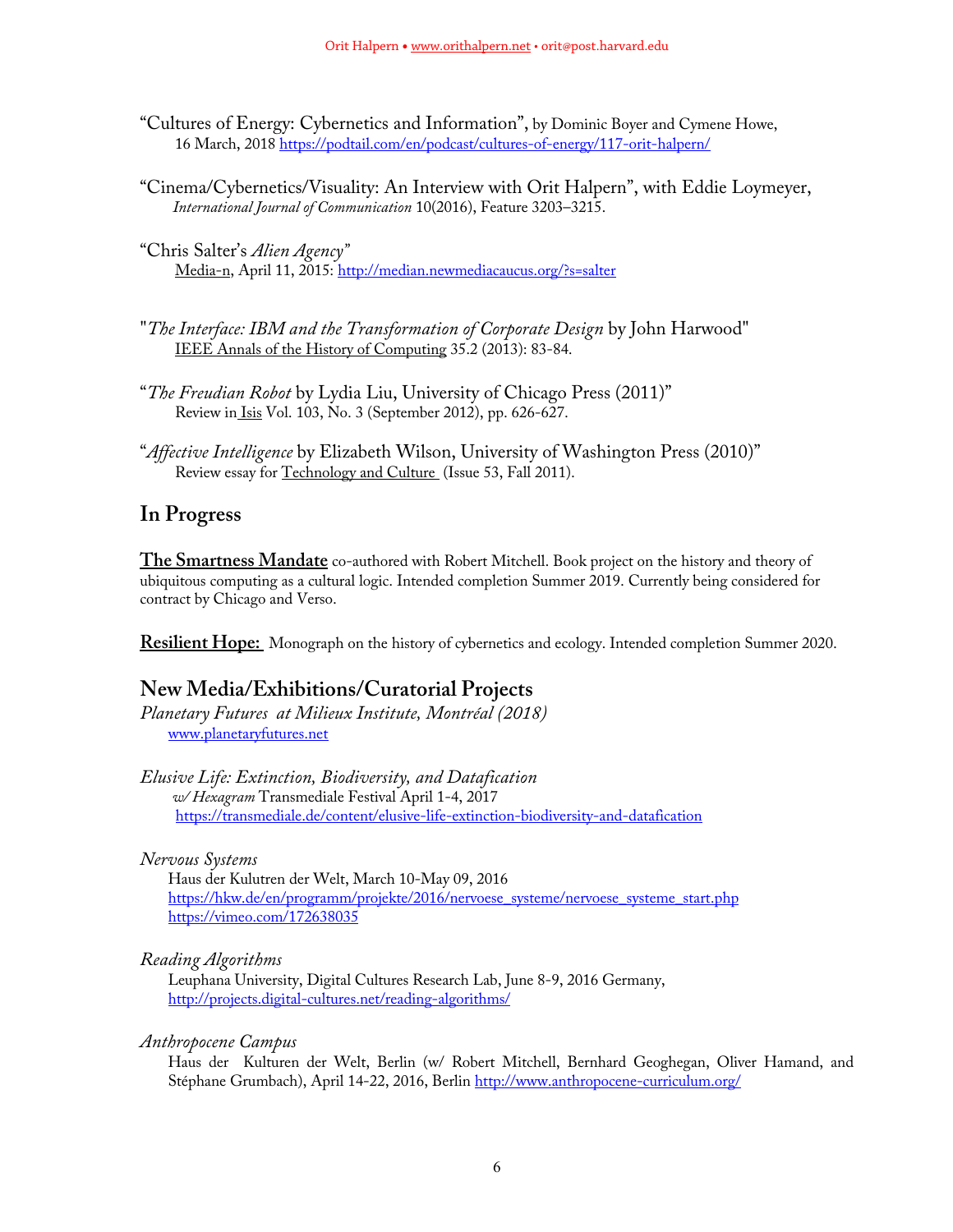"Cultures of Energy: Cybernetics and Information", by Dominic Boyer and Cymene Howe,
16 March, 2018 https://podtail.com/en/podcast/cultures-of-energy/117-orit-halpern/

"Cinema/Cybernetics/Visuality: An Interview with Orit Halpern", with Eddie Loymeyer,
*International Journal of Communication* 10(2016), Feature 3203–3215.

"Chris Salter's *Alien Agency*"
Media-n, April 11, 2015: http://median.newmediacaucus.org/?s=salter

"*The Interface: IBM and the Transformation of Corporate Design* by John Harwood"
IEEE Annals of the History of Computing 35.2 (2013): 83-84.

"*The Freudian Robot* by Lydia Liu, University of Chicago Press (2011)"
Review in Isis Vol. 103, No. 3 (September 2012), pp. 626-627.

"*Affective Intelligence* by Elizabeth Wilson, University of Washington Press (2010)"
Review essay for Technology and Culture (Issue 53, Fall 2011).

## In Progress

**The Smartness Mandate** co-authored with Robert Mitchell. Book project on the history and theory of ubiquitous computing as a cultural logic. Intended completion Summer 2019. Currently being considered for contract by Chicago and Verso.

**Resilient Hope:** Monograph on the history of cybernetics and ecology. Intended completion Summer 2020.

## New Media/Exhibitions/Curatorial Projects

*Planetary Futures at Milieux Institute, Montréal (2018)*
www.planetaryfutures.net

*Elusive Life: Extinction, Biodiversity, and Datafication*
*w/ Hexagram* Transmediale Festival April 1-4, 2017
https://transmediale.de/content/elusive-life-extinction-biodiversity-and-datafication

*Nervous Systems*
Haus der Kulutren der Welt, March 10-May 09, 2016
https://hkw.de/en/programm/projekte/2016/nervoese_systeme/nervoese_systeme_start.php
https://vimeo.com/172638035

*Reading Algorithms*
Leuphana University, Digital Cultures Research Lab, June 8-9, 2016 Germany,
http://projects.digital-cultures.net/reading-algorithms/

*Anthropocene Campus*
Haus der Kulturen der Welt, Berlin (w/ Robert Mitchell, Bernhard Geoghegan, Oliver Hamand, and Stéphane Grumbach), April 14-22, 2016, Berlin http://www.anthropocene-curriculum.org/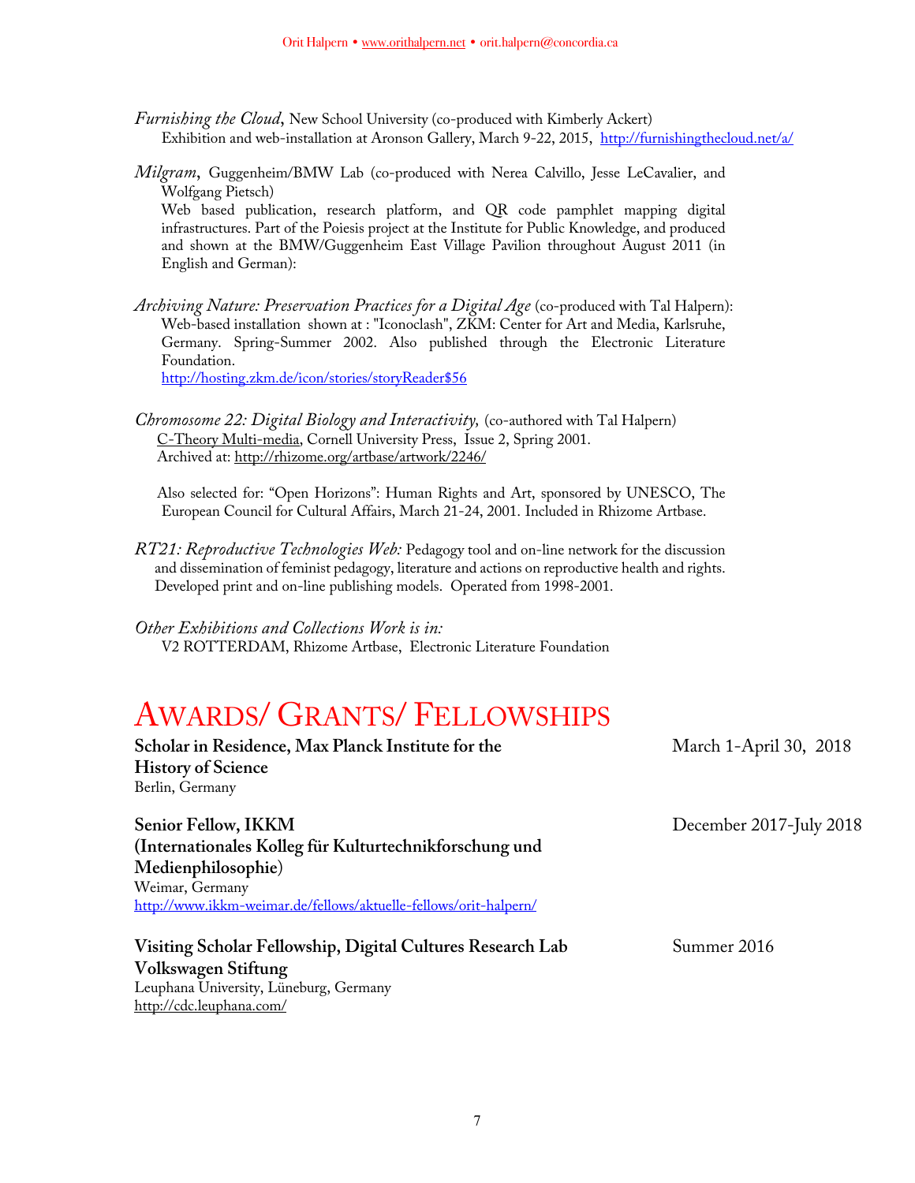*Furnishing the Cloud*, New School University (co-produced with Kimberly Ackert)
Exhibition and web-installation at Aronson Gallery, March 9-22, 2015, http://furnishingthecloud.net/a/

*Milgram*, Guggenheim/BMW Lab (co-produced with Nerea Calvillo, Jesse LeCavalier, and Wolfgang Pietsch)
Web based publication, research platform, and QR code pamphlet mapping digital infrastructures. Part of the Poiesis project at the Institute for Public Knowledge, and produced and shown at the BMW/Guggenheim East Village Pavilion throughout August 2011 (in English and German):

*Archiving Nature: Preservation Practices for a Digital Age* (co-produced with Tal Halpern):
Web-based installation shown at : "Iconoclash", ZKM: Center for Art and Media, Karlsruhe, Germany. Spring-Summer 2002. Also published through the Electronic Literature Foundation.
http://hosting.zkm.de/icon/stories/storyReader$56

*Chromosome 22: Digital Biology and Interactivity,* (co-authored with Tal Halpern)
C-Theory Multi-media, Cornell University Press, Issue 2, Spring 2001.
Archived at: http://rhizome.org/artbase/artwork/2246/

Also selected for: "Open Horizons": Human Rights and Art, sponsored by UNESCO, The European Council for Cultural Affairs, March 21-24, 2001. Included in Rhizome Artbase.

*RT21: Reproductive Technologies Web:* Pedagogy tool and on-line network for the discussion and dissemination of feminist pedagogy, literature and actions on reproductive health and rights. Developed print and on-line publishing models. Operated from 1998-2001.

*Other Exhibitions and Collections Work is in:*
V2 ROTTERDAM, Rhizome Artbase, Electronic Literature Foundation

# Awards/ Grants/ Fellowships

**Scholar in Residence, Max Planck Institute for the History of Science** — March 1-April 30, 2018
Berlin, Germany

**Senior Fellow, IKKM (Internationales Kolleg für Kulturtechnikforschung und Medienphilosophie)** — December 2017-July 2018
Weimar, Germany
http://www.ikkm-weimar.de/fellows/aktuelle-fellows/orit-halpern/

**Visiting Scholar Fellowship, Digital Cultures Research Lab Volkswagen Stiftung** — Summer 2016
Leuphana University, Lüneburg, Germany
http://cdc.leuphana.com/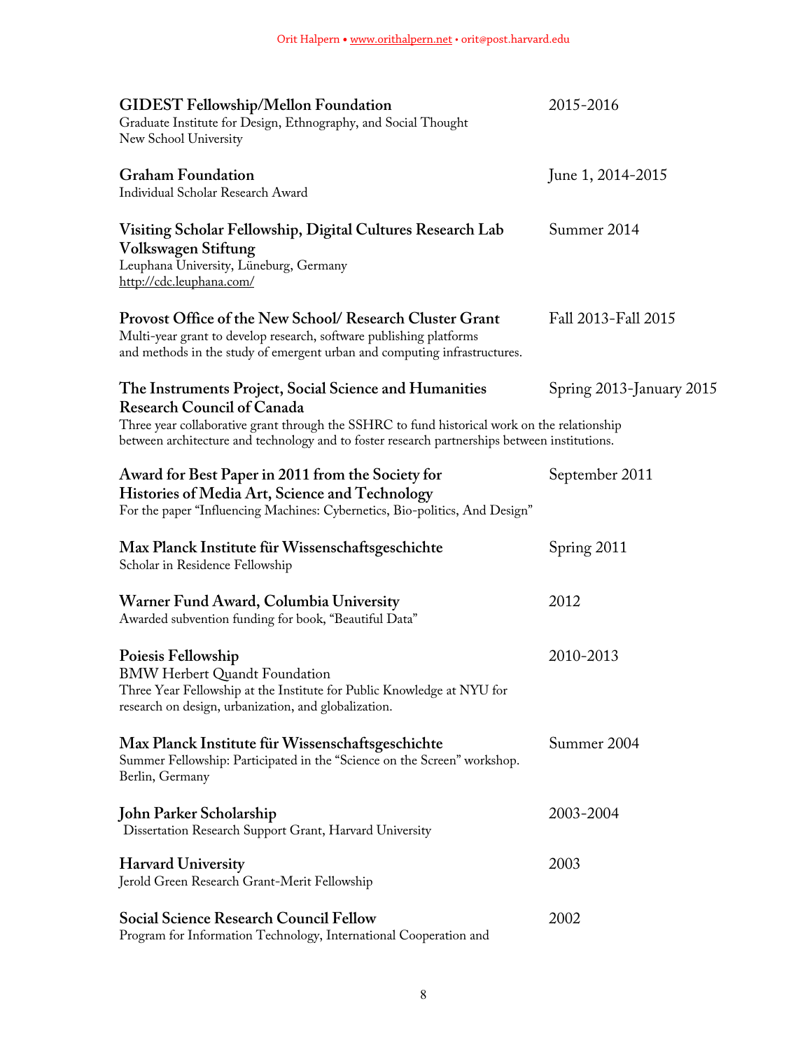**GIDEST Fellowship/Mellon Foundation** 2015-2016
Graduate Institute for Design, Ethnography, and Social Thought
New School University

**Graham Foundation** June 1, 2014-2015
Individual Scholar Research Award

**Visiting Scholar Fellowship, Digital Cultures Research Lab** Summer 2014
**Volkswagen Stiftung**
Leuphana University, Lüneburg, Germany
http://cdc.leuphana.com/

**Provost Office of the New School/ Research Cluster Grant** Fall 2013-Fall 2015
Multi-year grant to develop research, software publishing platforms
and methods in the study of emergent urban and computing infrastructures.

**The Instruments Project, Social Science and Humanities Research Council of Canada** Spring 2013-January 2015
Three year collaborative grant through the SSHRC to fund historical work on the relationship between architecture and technology and to foster research partnerships between institutions.

**Award for Best Paper in 2011 from the Society for Histories of Media Art, Science and Technology** September 2011
For the paper "Influencing Machines: Cybernetics, Bio-politics, And Design"

**Max Planck Institute für Wissenschaftsgeschichte** Spring 2011
Scholar in Residence Fellowship

**Warner Fund Award, Columbia University** 2012
Awarded subvention funding for book, "Beautiful Data"

**Poiesis Fellowship** 2010-2013
BMW Herbert Quandt Foundation
Three Year Fellowship at the Institute for Public Knowledge at NYU for research on design, urbanization, and globalization.

**Max Planck Institute für Wissenschaftsgeschichte** Summer 2004
Summer Fellowship: Participated in the "Science on the Screen" workshop.
Berlin, Germany

**John Parker Scholarship** 2003-2004
Dissertation Research Support Grant, Harvard University

**Harvard University** 2003
Jerold Green Research Grant-Merit Fellowship

**Social Science Research Council Fellow** 2002
Program for Information Technology, International Cooperation and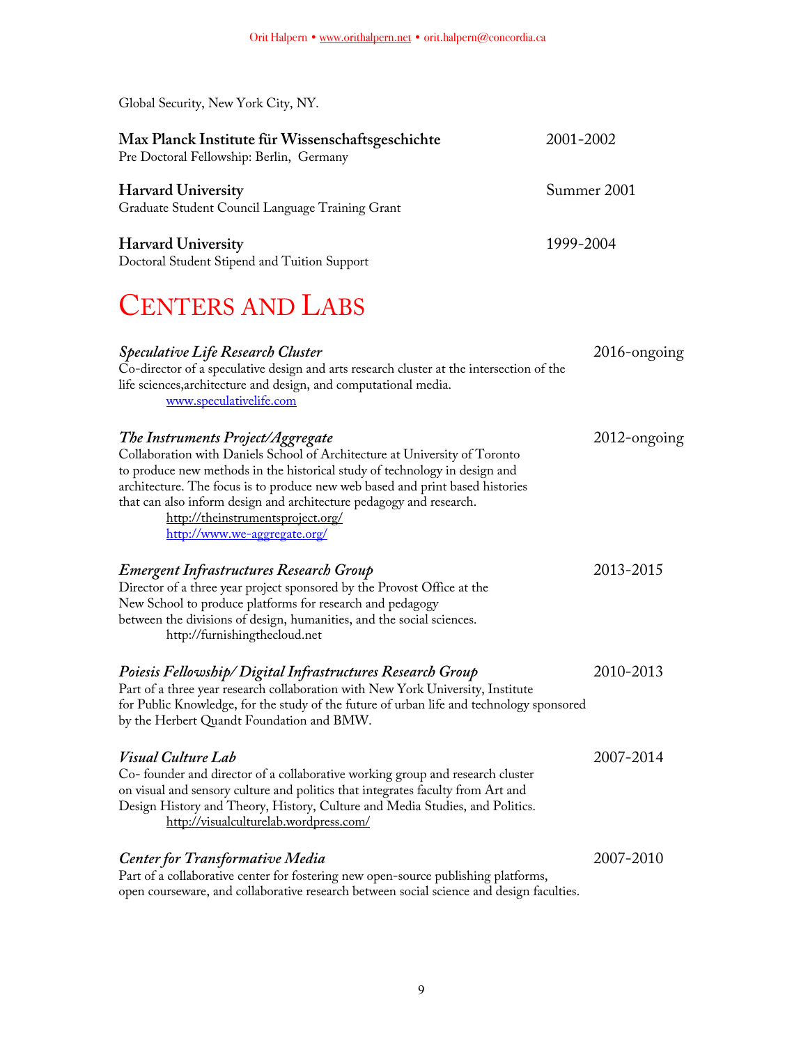Global Security, New York City, NY.

**Max Planck Institute für Wissenschaftsgeschichte** 2001-2002
Pre Doctoral Fellowship: Berlin, Germany

**Harvard University** Summer 2001
Graduate Student Council Language Training Grant

**Harvard University** 1999-2004
Doctoral Student Stipend and Tuition Support

# CENTERS AND LABS

*Speculative Life Research Cluster* 2016-ongoing
Co-director of a speculative design and arts research cluster at the intersection of the life sciences,architecture and design, and computational media.
www.speculativelife.com

*The Instruments Project/Aggregate* 2012-ongoing
Collaboration with Daniels School of Architecture at University of Toronto to produce new methods in the historical study of technology in design and architecture. The focus is to produce new web based and print based histories that can also inform design and architecture pedagogy and research.
http://theinstrumentsproject.org/
http://www.we-aggregate.org/

*Emergent Infrastructures Research Group* 2013-2015
Director of a three year project sponsored by the Provost Office at the New School to produce platforms for research and pedagogy between the divisions of design, humanities, and the social sciences.
http://furnishingthecloud.net

*Poiesis Fellowship/ Digital Infrastructures Research Group* 2010-2013
Part of a three year research collaboration with New York University, Institute for Public Knowledge, for the study of the future of urban life and technology sponsored by the Herbert Quandt Foundation and BMW.

*Visual Culture Lab* 2007-2014
Co- founder and director of a collaborative working group and research cluster on visual and sensory culture and politics that integrates faculty from Art and Design History and Theory, History, Culture and Media Studies, and Politics.
http://visualculturelab.wordpress.com/

*Center for Transformative Media* 2007-2010
Part of a collaborative center for fostering new open-source publishing platforms, open courseware, and collaborative research between social science and design faculties.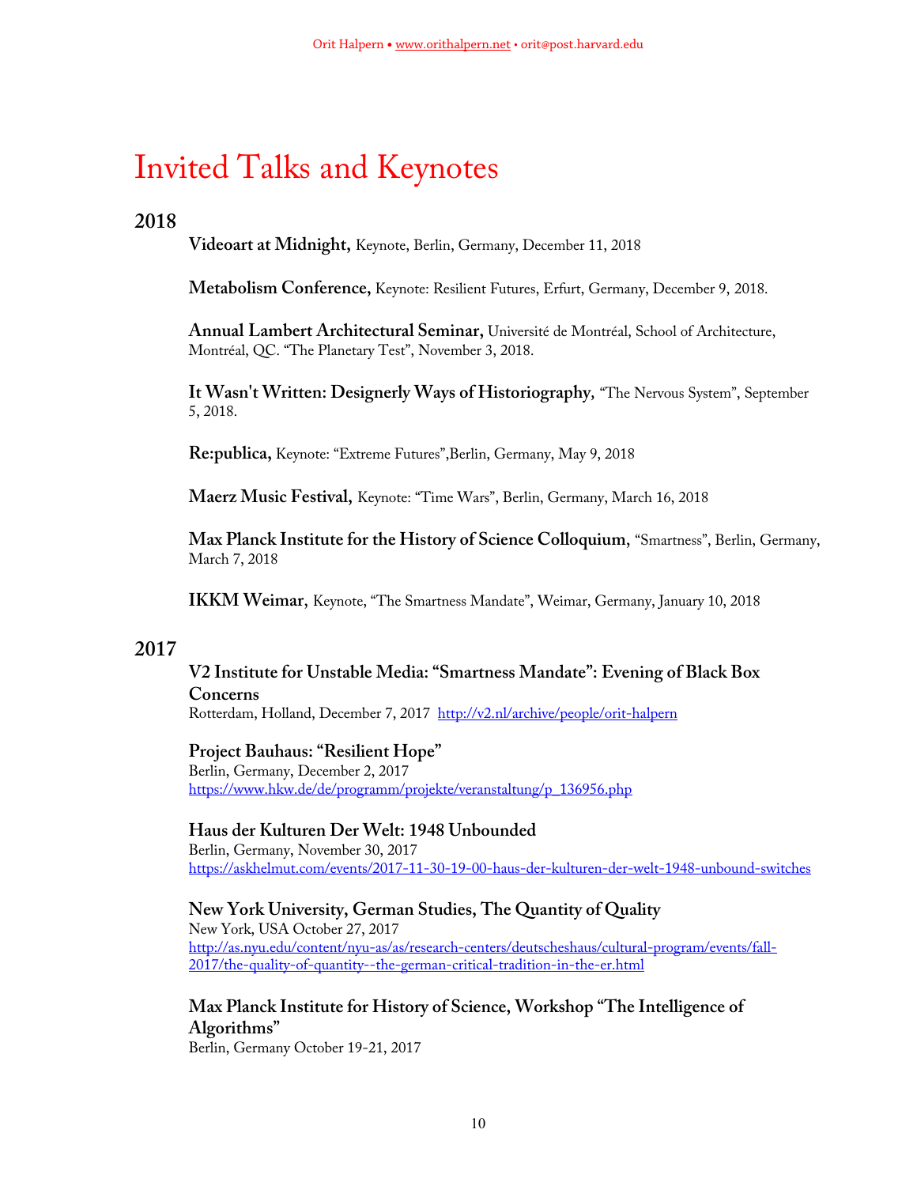# Invited Talks and Keynotes

## 2018

**Videoart at Midnight,** Keynote, Berlin, Germany, December 11, 2018

**Metabolism Conference,** Keynote: Resilient Futures, Erfurt, Germany, December 9, 2018.

**Annual Lambert Architectural Seminar,** Université de Montréal, School of Architecture, Montréal, QC. "The Planetary Test", November 3, 2018.

**It Wasn't Written: Designerly Ways of Historiography**, "The Nervous System", September 5, 2018.

**Re:publica,** Keynote: "Extreme Futures",Berlin, Germany, May 9, 2018

**Maerz Music Festival,** Keynote: "Time Wars", Berlin, Germany, March 16, 2018

**Max Planck Institute for the History of Science Colloquium**, "Smartness", Berlin, Germany, March 7, 2018

**IKKM Weimar**, Keynote, "The Smartness Mandate", Weimar, Germany, January 10, 2018

## 2017

**V2 Institute for Unstable Media: "Smartness Mandate": Evening of Black Box Concerns**
Rotterdam, Holland, December 7, 2017 http://v2.nl/archive/people/orit-halpern

**Project Bauhaus: "Resilient Hope"**
Berlin, Germany, December 2, 2017
https://www.hkw.de/de/programm/projekte/veranstaltung/p_136956.php

**Haus der Kulturen Der Welt: 1948 Unbounded**
Berlin, Germany, November 30, 2017
https://askhelmut.com/events/2017-11-30-19-00-haus-der-kulturen-der-welt-1948-unbound-switches

**New York University, German Studies, The Quantity of Quality**
New York, USA October 27, 2017
http://as.nyu.edu/content/nyu-as/as/research-centers/deutscheshaus/cultural-program/events/fall-2017/the-quality-of-quantity--the-german-critical-tradition-in-the-er.html

**Max Planck Institute for History of Science, Workshop "The Intelligence of Algorithms"**
Berlin, Germany October 19-21, 2017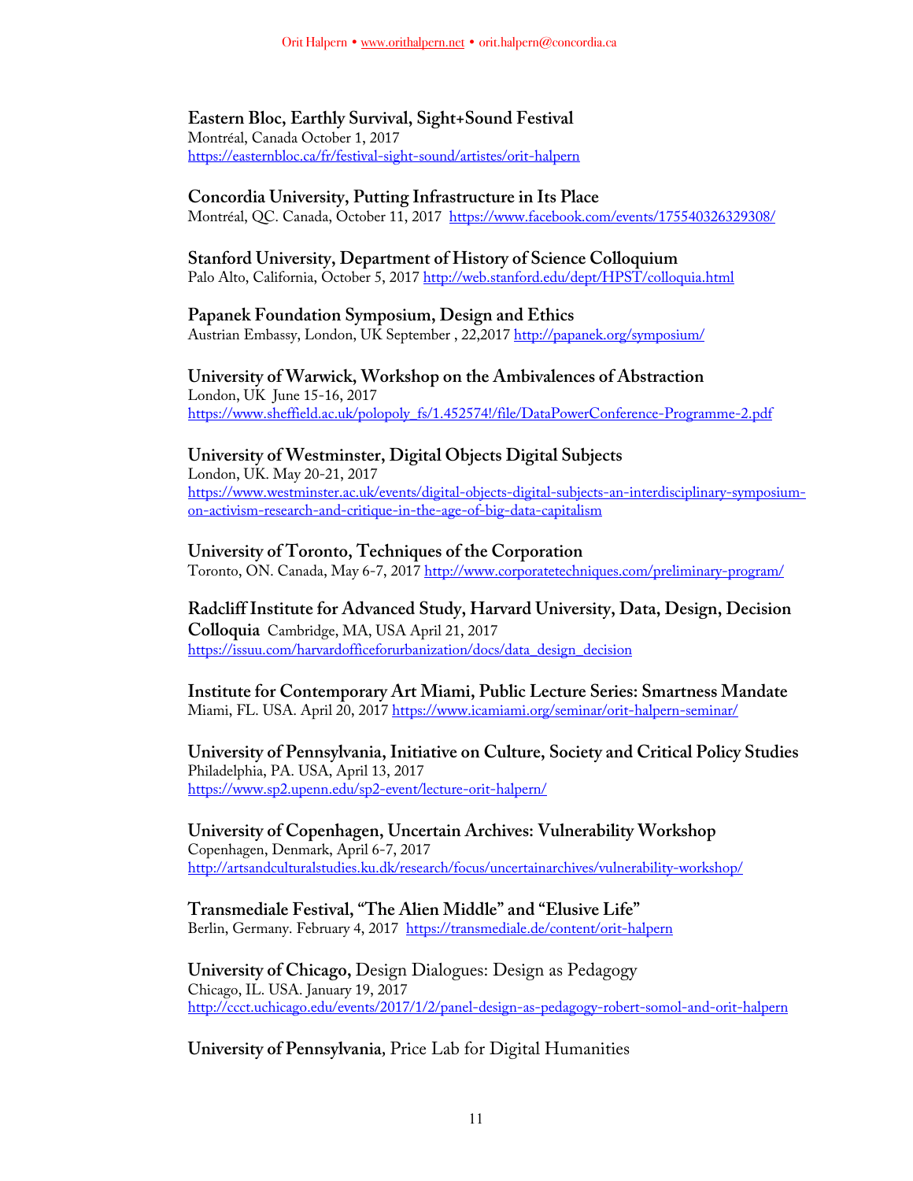**Eastern Bloc, Earthly Survival, Sight+Sound Festival**
Montréal, Canada October 1, 2017
https://easternbloc.ca/fr/festival-sight-sound/artistes/orit-halpern

**Concordia University, Putting Infrastructure in Its Place**
Montréal, QC. Canada, October 11, 2017 https://www.facebook.com/events/175540326329308/

**Stanford University, Department of History of Science Colloquium**
Palo Alto, California, October 5, 2017 http://web.stanford.edu/dept/HPST/colloquia.html

**Papanek Foundation Symposium, Design and Ethics**
Austrian Embassy, London, UK September , 22,2017 http://papanek.org/symposium/

**University of Warwick, Workshop on the Ambivalences of Abstraction**
London, UK June 15-16, 2017
https://www.sheffield.ac.uk/polopoly_fs/1.452574!/file/DataPowerConference-Programme-2.pdf

**University of Westminster, Digital Objects Digital Subjects**
London, UK. May 20-21, 2017
https://www.westminster.ac.uk/events/digital-objects-digital-subjects-an-interdisciplinary-symposium-on-activism-research-and-critique-in-the-age-of-big-data-capitalism

**University of Toronto, Techniques of the Corporation**
Toronto, ON. Canada, May 6-7, 2017 http://www.corporatetechniques.com/preliminary-program/

**Radcliff Institute for Advanced Study, Harvard University, Data, Design, Decision Colloquia** Cambridge, MA, USA April 21, 2017
https://issuu.com/harvardofficeforurbanization/docs/data_design_decision

**Institute for Contemporary Art Miami, Public Lecture Series: Smartness Mandate**
Miami, FL. USA. April 20, 2017 https://www.icamiami.org/seminar/orit-halpern-seminar/

**University of Pennsylvania, Initiative on Culture, Society and Critical Policy Studies**
Philadelphia, PA. USA, April 13, 2017
https://www.sp2.upenn.edu/sp2-event/lecture-orit-halpern/

**University of Copenhagen, Uncertain Archives: Vulnerability Workshop**
Copenhagen, Denmark, April 6-7, 2017
http://artsandculturalstudies.ku.dk/research/focus/uncertainarchives/vulnerability-workshop/

**Transmediale Festival, "The Alien Middle" and "Elusive Life"**
Berlin, Germany. February 4, 2017 https://transmediale.de/content/orit-halpern

**University of Chicago,** Design Dialogues: Design as Pedagogy
Chicago, IL. USA. January 19, 2017
http://ccct.uchicago.edu/events/2017/1/2/panel-design-as-pedagogy-robert-somol-and-orit-halpern

**University of Pennsylvania**, Price Lab for Digital Humanities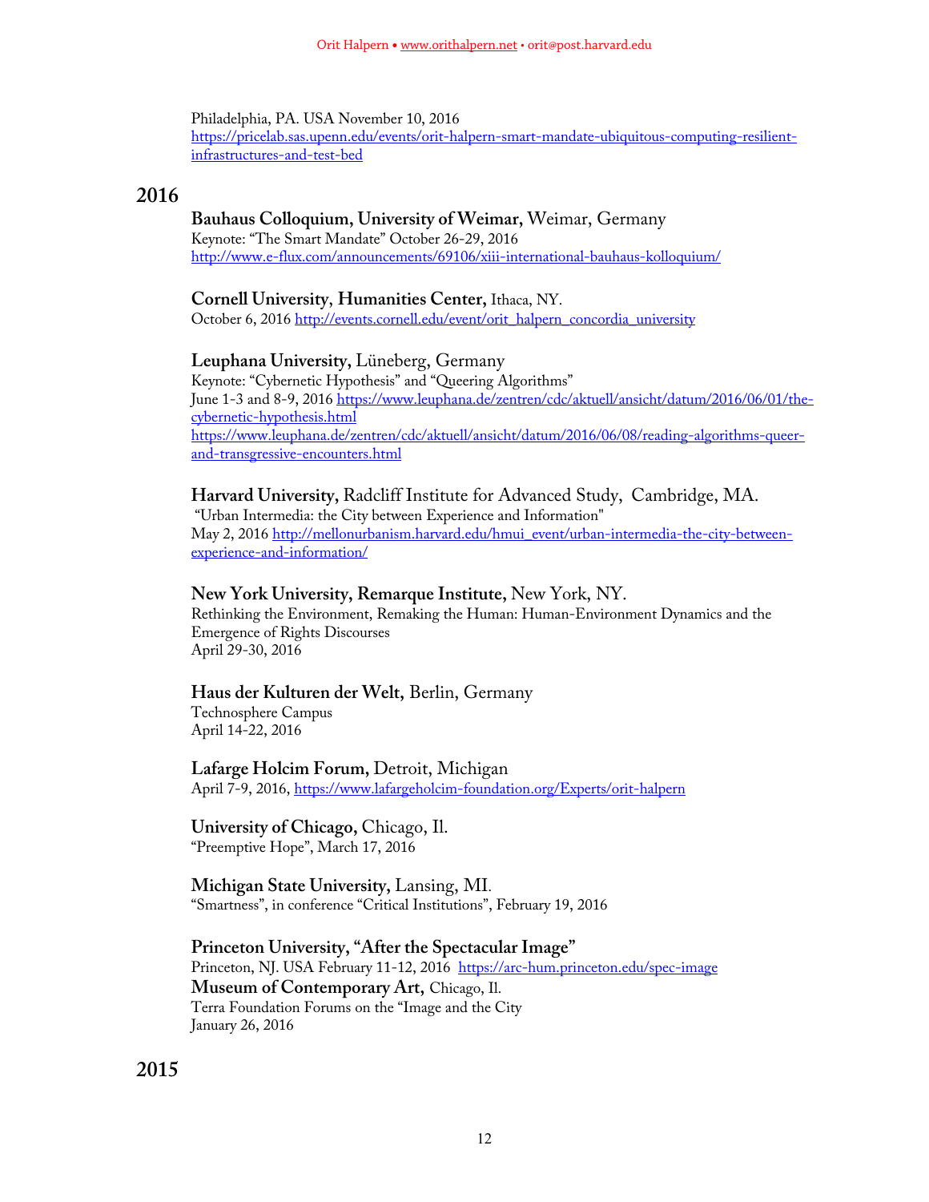Philadelphia, PA. USA November 10, 2016
https://pricelab.sas.upenn.edu/events/orit-halpern-smart-mandate-ubiquitous-computing-resilient-infrastructures-and-test-bed

## 2016

**Bauhaus Colloquium, University of Weimar,** Weimar, Germany
Keynote: "The Smart Mandate" October 26-29, 2016
http://www.e-flux.com/announcements/69106/xiii-international-bauhaus-kolloquium/

**Cornell University, Humanities Center,** Ithaca, NY.
October 6, 2016 http://events.cornell.edu/event/orit_halpern_concordia_university

**Leuphana University,** Lüneberg, Germany
Keynote: "Cybernetic Hypothesis" and "Queering Algorithms"
June 1-3 and 8-9, 2016 https://www.leuphana.de/zentren/cdc/aktuell/ansicht/datum/2016/06/01/the-cybernetic-hypothesis.html
https://www.leuphana.de/zentren/cdc/aktuell/ansicht/datum/2016/06/08/reading-algorithms-queer-and-transgressive-encounters.html

**Harvard University,** Radcliff Institute for Advanced Study, Cambridge, MA.
"Urban Intermedia: the City between Experience and Information"
May 2, 2016 http://mellonurbanism.harvard.edu/hmui_event/urban-intermedia-the-city-between-experience-and-information/

**New York University, Remarque Institute,** New York, NY.
Rethinking the Environment, Remaking the Human: Human-Environment Dynamics and the Emergence of Rights Discourses
April 29-30, 2016

**Haus der Kulturen der Welt,** Berlin, Germany
Technosphere Campus
April 14-22, 2016

**Lafarge Holcim Forum,** Detroit, Michigan
April 7-9, 2016, https://www.lafargeholcim-foundation.org/Experts/orit-halpern

**University of Chicago,** Chicago, Il.
"Preemptive Hope", March 17, 2016

**Michigan State University,** Lansing, MI.
"Smartness", in conference "Critical Institutions", February 19, 2016

**Princeton University, "After the Spectacular Image"**
Princeton, NJ. USA February 11-12, 2016 https://arc-hum.princeton.edu/spec-image
**Museum of Contemporary Art,** Chicago, Il.
Terra Foundation Forums on the "Image and the City
January 26, 2016

## 2015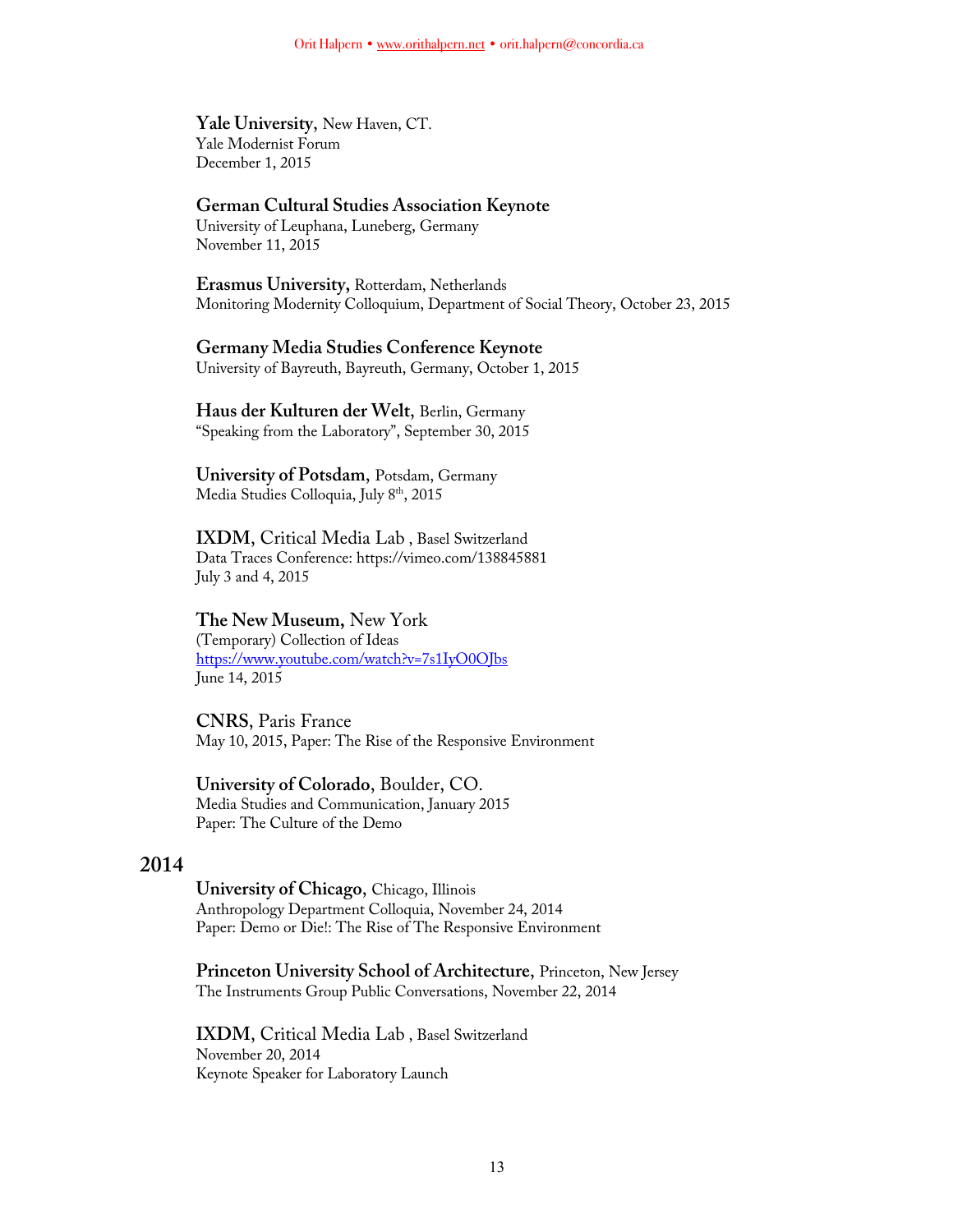**Yale University,** New Haven, CT.
Yale Modernist Forum
December 1, 2015

**German Cultural Studies Association Keynote**
University of Leuphana, Luneberg, Germany
November 11, 2015

**Erasmus University,** Rotterdam, Netherlands
Monitoring Modernity Colloquium, Department of Social Theory, October 23, 2015

**Germany Media Studies Conference Keynote**
University of Bayreuth, Bayreuth, Germany, October 1, 2015

**Haus der Kulturen der Welt**, Berlin, Germany
"Speaking from the Laboratory", September 30, 2015

**University of Potsdam**, Potsdam, Germany
Media Studies Colloquia, July 8th, 2015

**IXDM**, Critical Media Lab , Basel Switzerland
Data Traces Conference: https://vimeo.com/138845881
July 3 and 4, 2015

**The New Museum,** New York
(Temporary) Collection of Ideas
https://www.youtube.com/watch?v=7s1IyO0OJbs
June 14, 2015

**CNRS**, Paris France
May 10, 2015, Paper: The Rise of the Responsive Environment

**University of Colorado**, Boulder, CO.
Media Studies and Communication, January 2015
Paper: The Culture of the Demo

## 2014

**University of Chicago**, Chicago, Illinois
Anthropology Department Colloquia, November 24, 2014
Paper: Demo or Die!: The Rise of The Responsive Environment

**Princeton University School of Architecture**, Princeton, New Jersey
The Instruments Group Public Conversations, November 22, 2014

**IXDM**, Critical Media Lab , Basel Switzerland
November 20, 2014
Keynote Speaker for Laboratory Launch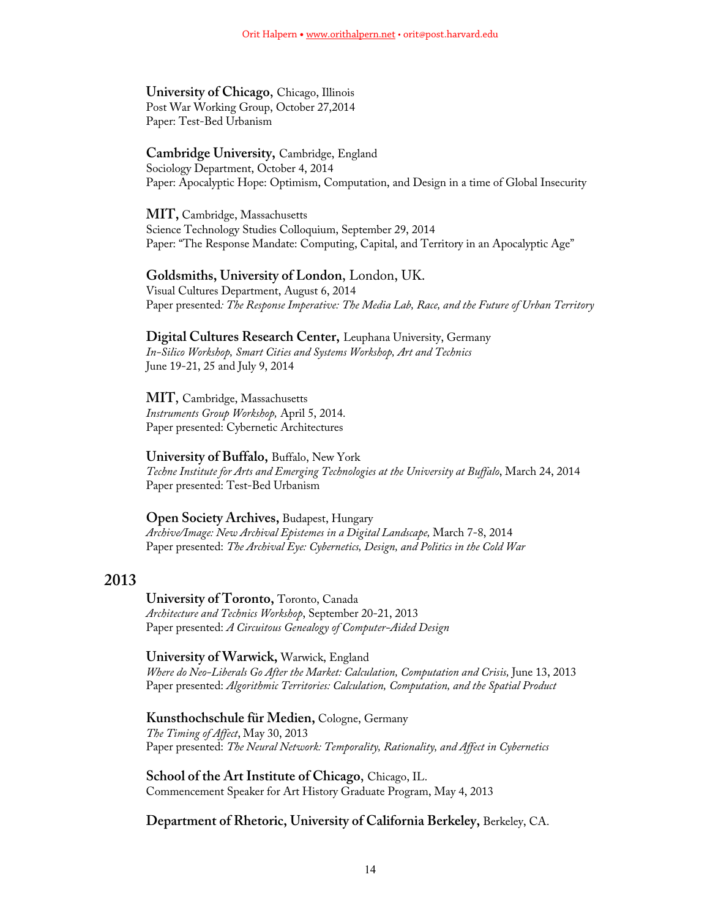**University of Chicago,** Chicago, Illinois
Post War Working Group, October 27,2014
Paper: Test-Bed Urbanism

**Cambridge University,** Cambridge, England
Sociology Department, October 4, 2014
Paper: Apocalyptic Hope: Optimism, Computation, and Design in a time of Global Insecurity

**MIT,** Cambridge, Massachusetts
Science Technology Studies Colloquium, September 29, 2014
Paper: "The Response Mandate: Computing, Capital, and Territory in an Apocalyptic Age"

**Goldsmiths, University of London,** London, UK.
Visual Cultures Department, August 6, 2014
Paper presented*: The Response Imperative: The Media Lab, Race, and the Future of Urban Territory*

**Digital Cultures Research Center,** Leuphana University, Germany
*In-Silico Workshop, Smart Cities and Systems Workshop, Art and Technics*
June 19-21, 25 and July 9, 2014

**MIT**, Cambridge, Massachusetts
*Instruments Group Workshop,* April 5, 2014.
Paper presented: Cybernetic Architectures

**University of Buffalo,** Buffalo, New York
*Techne Institute for Arts and Emerging Technologies at the University at Buffalo*, March 24, 2014
Paper presented: Test-Bed Urbanism

**Open Society Archives,** Budapest, Hungary
*Archive/Image: New Archival Epistemes in a Digital Landscape,* March 7-8, 2014
Paper presented: *The Archival Eye: Cybernetics, Design, and Politics in the Cold War*

## 2013

**University of Toronto,** Toronto, Canada
*Architecture and Technics Workshop*, September 20-21, 2013
Paper presented: *A Circuitous Genealogy of Computer-Aided Design*

**University of Warwick,** Warwick, England
*Where do Neo-Liberals Go After the Market: Calculation, Computation and Crisis,* June 13, 2013
Paper presented: *Algorithmic Territories: Calculation, Computation, and the Spatial Product*

**Kunsthochschule für Medien,** Cologne, Germany
*The Timing of Affect*, May 30, 2013
Paper presented: *The Neural Network: Temporality, Rationality, and Affect in Cybernetics*

**School of the Art Institute of Chicago,** Chicago, IL.
Commencement Speaker for Art History Graduate Program, May 4, 2013

**Department of Rhetoric, University of California Berkeley,** Berkeley, CA.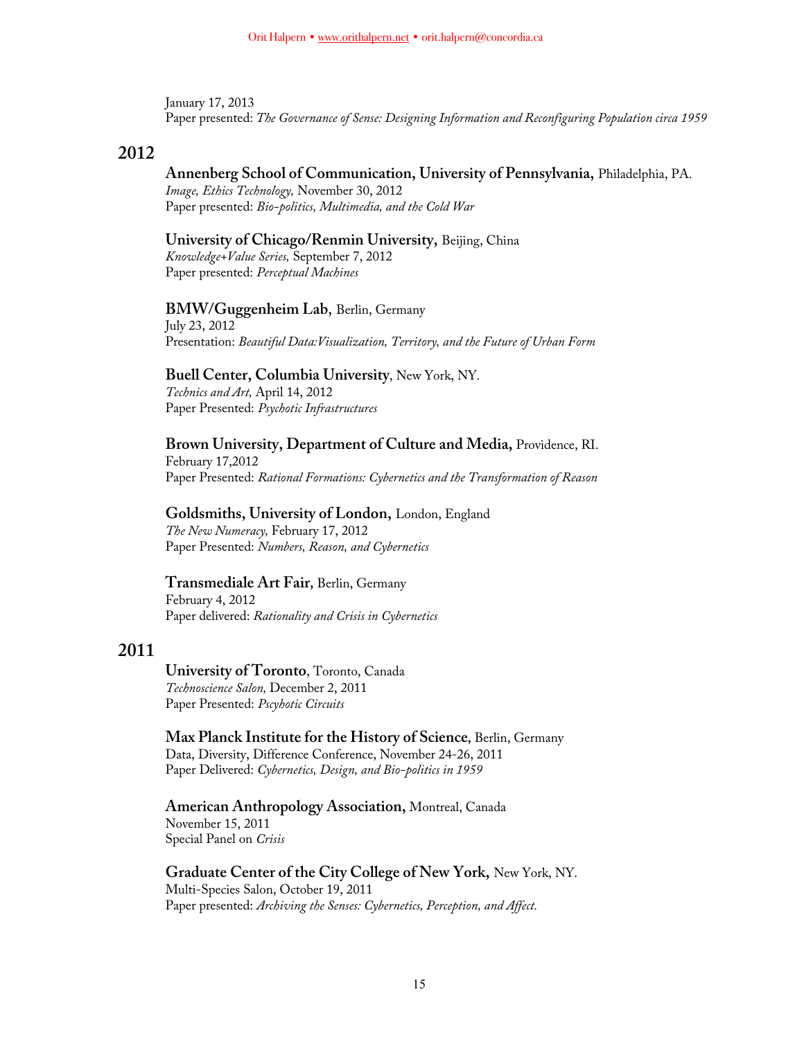January 17, 2013
Paper presented: *The Governance of Sense: Designing Information and Reconfiguring Population circa 1959*

## 2012

**Annenberg School of Communication, University of Pennsylvania,** Philadelphia, PA.
*Image, Ethics Technology,* November 30, 2012
Paper presented: *Bio-politics, Multimedia, and the Cold War*

**University of Chicago/Renmin University,** Beijing, China
*Knowledge+Value Series,* September 7, 2012
Paper presented: *Perceptual Machines*

**BMW/Guggenheim Lab**, Berlin, Germany
July 23, 2012
Presentation: *Beautiful Data:Visualization, Territory, and the Future of Urban Form*

**Buell Center, Columbia University**, New York, NY.
*Technics and Art,* April 14, 2012
Paper Presented: *Psychotic Infrastructures*

**Brown University, Department of Culture and Media,** Providence, RI.
February 17,2012
Paper Presented: *Rational Formations: Cybernetics and the Transformation of Reason*

**Goldsmiths, University of London,** London, England
*The New Numeracy,* February 17, 2012
Paper Presented: *Numbers, Reason, and Cybernetics*

**Transmediale Art Fair,** Berlin, Germany
February 4, 2012
Paper delivered: *Rationality and Crisis in Cybernetics*

## 2011

**University of Toronto**, Toronto, Canada
*Technoscience Salon,* December 2, 2011
Paper Presented: *Pscyhotic Circuits*

**Max Planck Institute for the History of Science**, Berlin, Germany
Data, Diversity, Difference Conference, November 24-26, 2011
Paper Delivered: *Cybernetics, Design, and Bio-politics in 1959*

**American Anthropology Association,** Montreal, Canada
November 15, 2011
Special Panel on *Crisis*

**Graduate Center of the City College of New York,** New York, NY.
Multi-Species Salon, October 19, 2011
Paper presented: *Archiving the Senses: Cybernetics, Perception, and Affect.*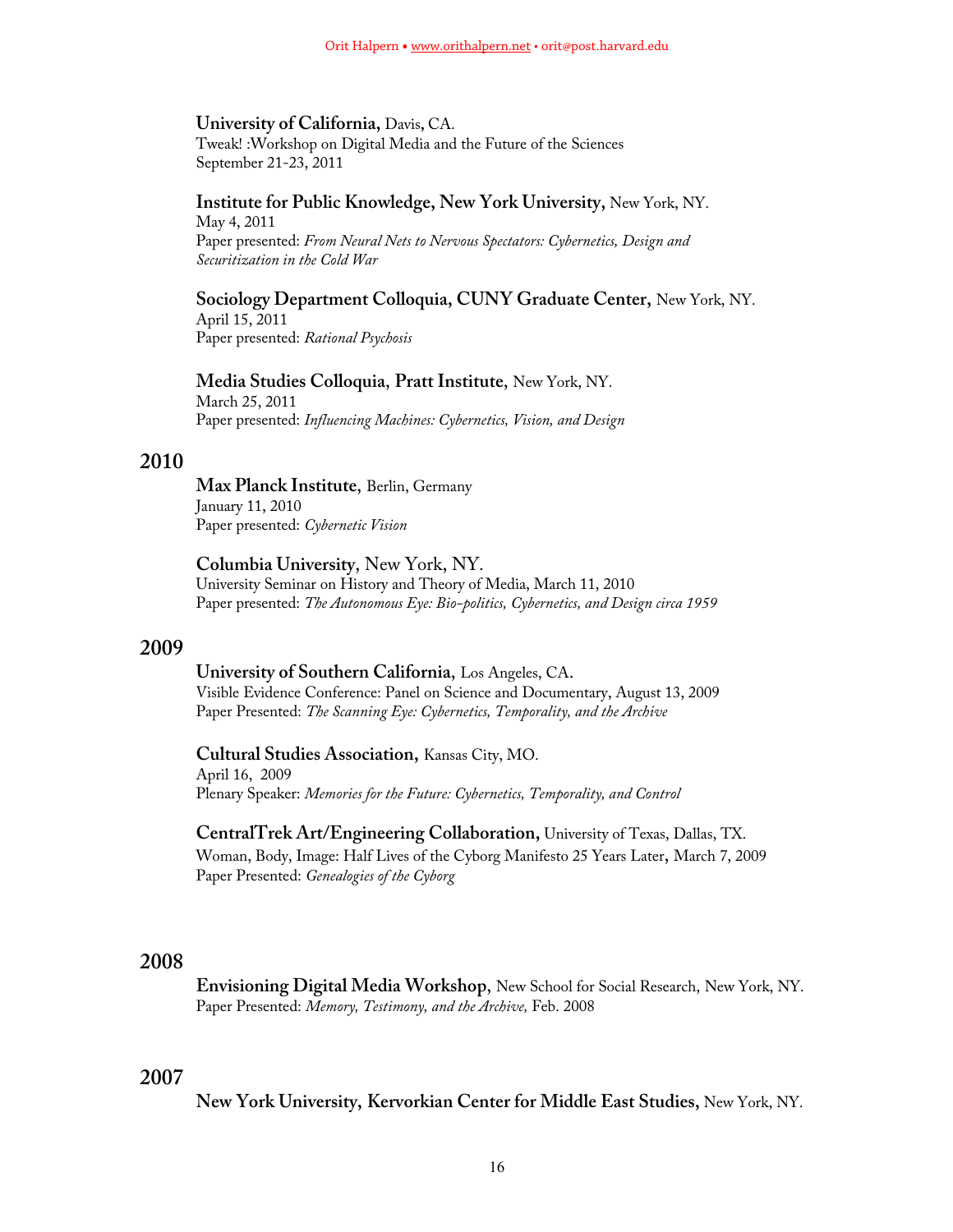**University of California,** Davis, CA.
Tweak! :Workshop on Digital Media and the Future of the Sciences
September 21-23, 2011

**Institute for Public Knowledge, New York University,** New York, NY.
May 4, 2011
Paper presented: *From Neural Nets to Nervous Spectators: Cybernetics, Design and Securitization in the Cold War*

**Sociology Department Colloquia, CUNY Graduate Center,** New York, NY.
April 15, 2011
Paper presented: *Rational Psychosis*

**Media Studies Colloquia, Pratt Institute,** New York, NY.
March 25, 2011
Paper presented: *Influencing Machines: Cybernetics, Vision, and Design*

## 2010

**Max Planck Institute,** Berlin, Germany
January 11, 2010
Paper presented: *Cybernetic Vision*

**Columbia University,** New York, NY.
University Seminar on History and Theory of Media, March 11, 2010
Paper presented: *The Autonomous Eye: Bio-politics, Cybernetics, and Design circa 1959*

## 2009

**University of Southern California,** Los Angeles, CA.
Visible Evidence Conference: Panel on Science and Documentary, August 13, 2009
Paper Presented: *The Scanning Eye: Cybernetics, Temporality, and the Archive*

**Cultural Studies Association,** Kansas City, MO.
April 16, 2009
Plenary Speaker: *Memories for the Future: Cybernetics, Temporality, and Control*

**CentralTrek Art/Engineering Collaboration,** University of Texas, Dallas, TX.
Woman, Body, Image: Half Lives of the Cyborg Manifesto 25 Years Later, March 7, 2009
Paper Presented: *Genealogies of the Cyborg*

## 2008

**Envisioning Digital Media Workshop,** New School for Social Research, New York, NY.
Paper Presented: *Memory, Testimony, and the Archive,* Feb. 2008

## 2007

**New York University, Kervorkian Center for Middle East Studies,** New York, NY.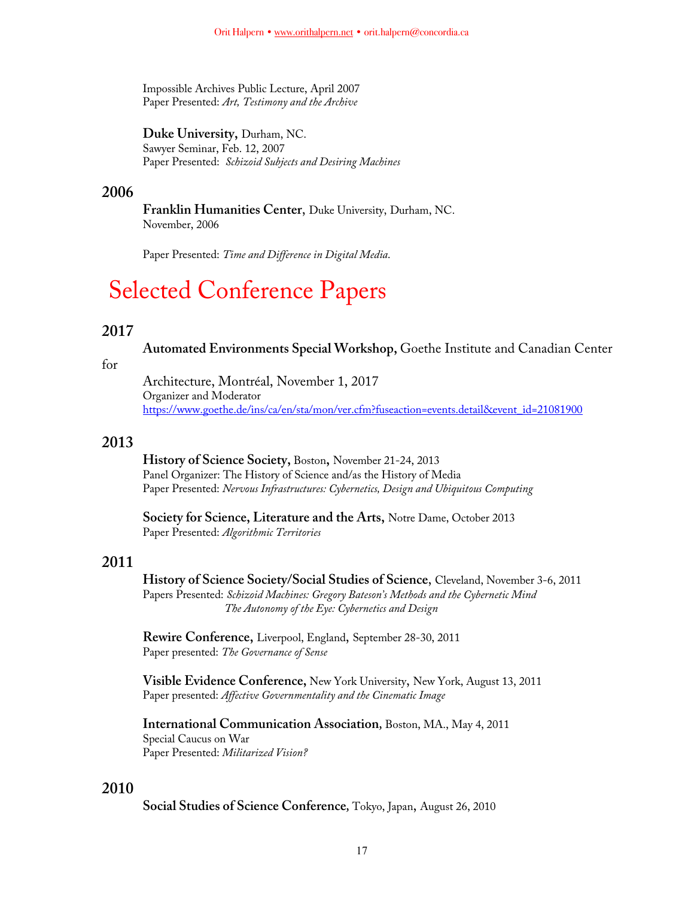Impossible Archives Public Lecture, April 2007
Paper Presented: *Art, Testimony and the Archive*

**Duke University,** Durham, NC.
Sawyer Seminar, Feb. 12, 2007
Paper Presented: *Schizoid Subjects and Desiring Machines*

### 2006

**Franklin Humanities Center**, Duke University, Durham, NC.
November, 2006

Paper Presented: *Time and Difference in Digital Media*.

# Selected Conference Papers

### 2017

**Automated Environments Special Workshop,** Goethe Institute and Canadian Center for Architecture, Montréal, November 1, 2017
Organizer and Moderator
https://www.goethe.de/ins/ca/en/sta/mon/ver.cfm?fuseaction=events.detail&event_id=21081900

### 2013

**History of Science Society,** Boston, November 21-24, 2013
Panel Organizer: The History of Science and/as the History of Media
Paper Presented: *Nervous Infrastructures: Cybernetics, Design and Ubiquitous Computing*

**Society for Science, Literature and the Arts,** Notre Dame, October 2013
Paper Presented: *Algorithmic Territories*

### 2011

**History of Science Society/Social Studies of Science**, Cleveland, November 3-6, 2011
Papers Presented: *Schizoid Machines: Gregory Bateson's Methods and the Cybernetic Mind*
*The Autonomy of the Eye: Cybernetics and Design*

**Rewire Conference,** Liverpool, England, September 28-30, 2011
Paper presented: *The Governance of Sense*

**Visible Evidence Conference,** New York University, New York, August 13, 2011
Paper presented: *Affective Governmentality and the Cinematic Image*

**International Communication Association**, Boston, MA., May 4, 2011
Special Caucus on War
Paper Presented: *Militarized Vision?*

### 2010

**Social Studies of Science Conference**, Tokyo, Japan, August 26, 2010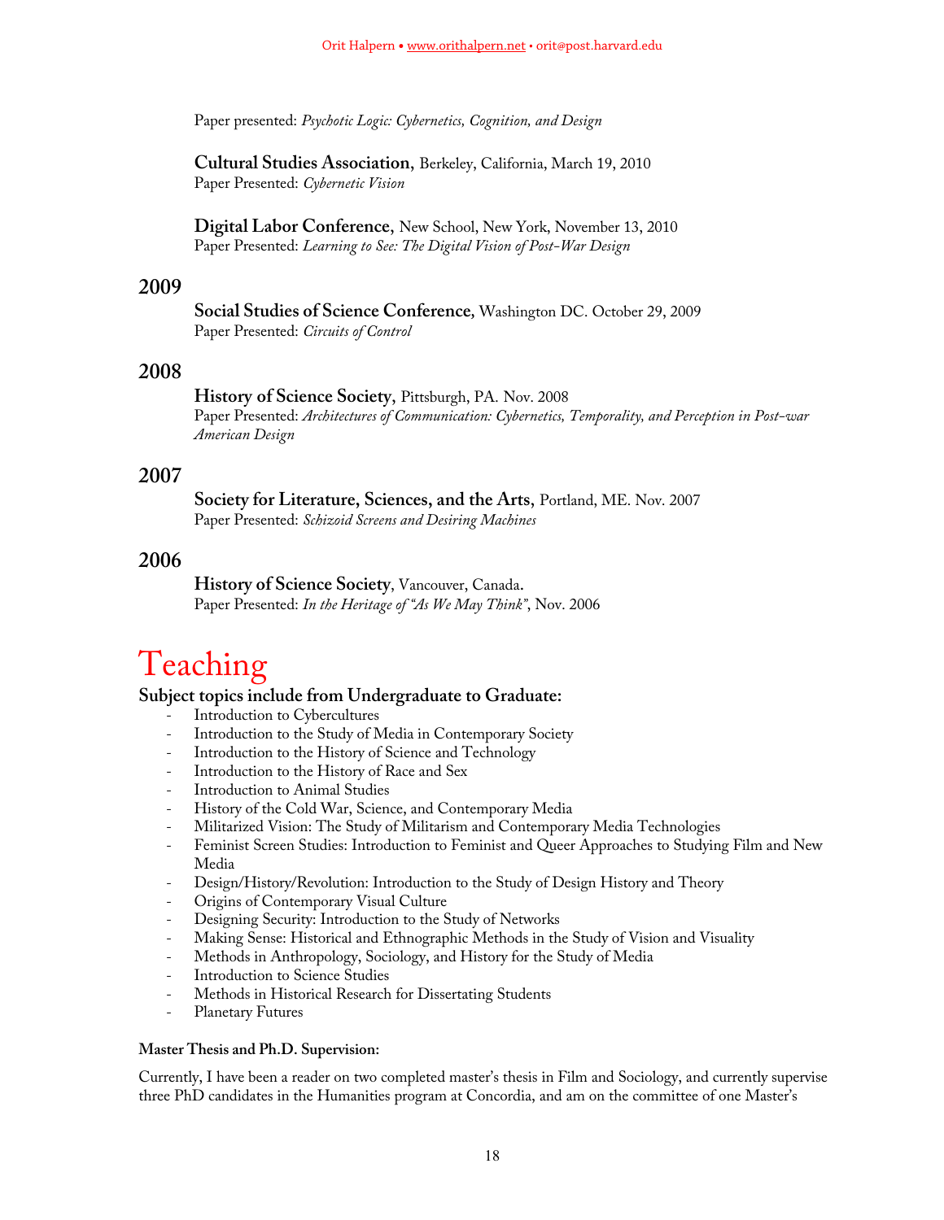Paper presented: *Psychotic Logic: Cybernetics, Cognition, and Design*

**Cultural Studies Association,** Berkeley, California, March 19, 2010
Paper Presented: *Cybernetic Vision*

**Digital Labor Conference,** New School, New York, November 13, 2010
Paper Presented: *Learning to See: The Digital Vision of Post-War Design*

## 2009

**Social Studies of Science Conference,** Washington DC. October 29, 2009
Paper Presented: *Circuits of Control*

## 2008

**History of Science Society,** Pittsburgh, PA. Nov. 2008
Paper Presented: *Architectures of Communication: Cybernetics, Temporality, and Perception in Post-war American Design*

## 2007

**Society for Literature, Sciences, and the Arts,** Portland, ME. Nov. 2007
Paper Presented: *Schizoid Screens and Desiring Machines*

## 2006

**History of Science Society**, Vancouver, Canada.
Paper Presented: *In the Heritage of "As We May Think"*, Nov. 2006

# Teaching

### Subject topics include from Undergraduate to Graduate:

- Introduction to Cybercultures
- Introduction to the Study of Media in Contemporary Society
- Introduction to the History of Science and Technology
- Introduction to the History of Race and Sex
- Introduction to Animal Studies
- History of the Cold War, Science, and Contemporary Media
- Militarized Vision: The Study of Militarism and Contemporary Media Technologies
- Feminist Screen Studies: Introduction to Feminist and Queer Approaches to Studying Film and New Media
- Design/History/Revolution: Introduction to the Study of Design History and Theory
- Origins of Contemporary Visual Culture
- Designing Security: Introduction to the Study of Networks
- Making Sense: Historical and Ethnographic Methods in the Study of Vision and Visuality
- Methods in Anthropology, Sociology, and History for the Study of Media
- Introduction to Science Studies
- Methods in Historical Research for Dissertating Students
- Planetary Futures

**Master Thesis and Ph.D. Supervision:**

Currently, I have been a reader on two completed master's thesis in Film and Sociology, and currently supervise three PhD candidates in the Humanities program at Concordia, and am on the committee of one Master's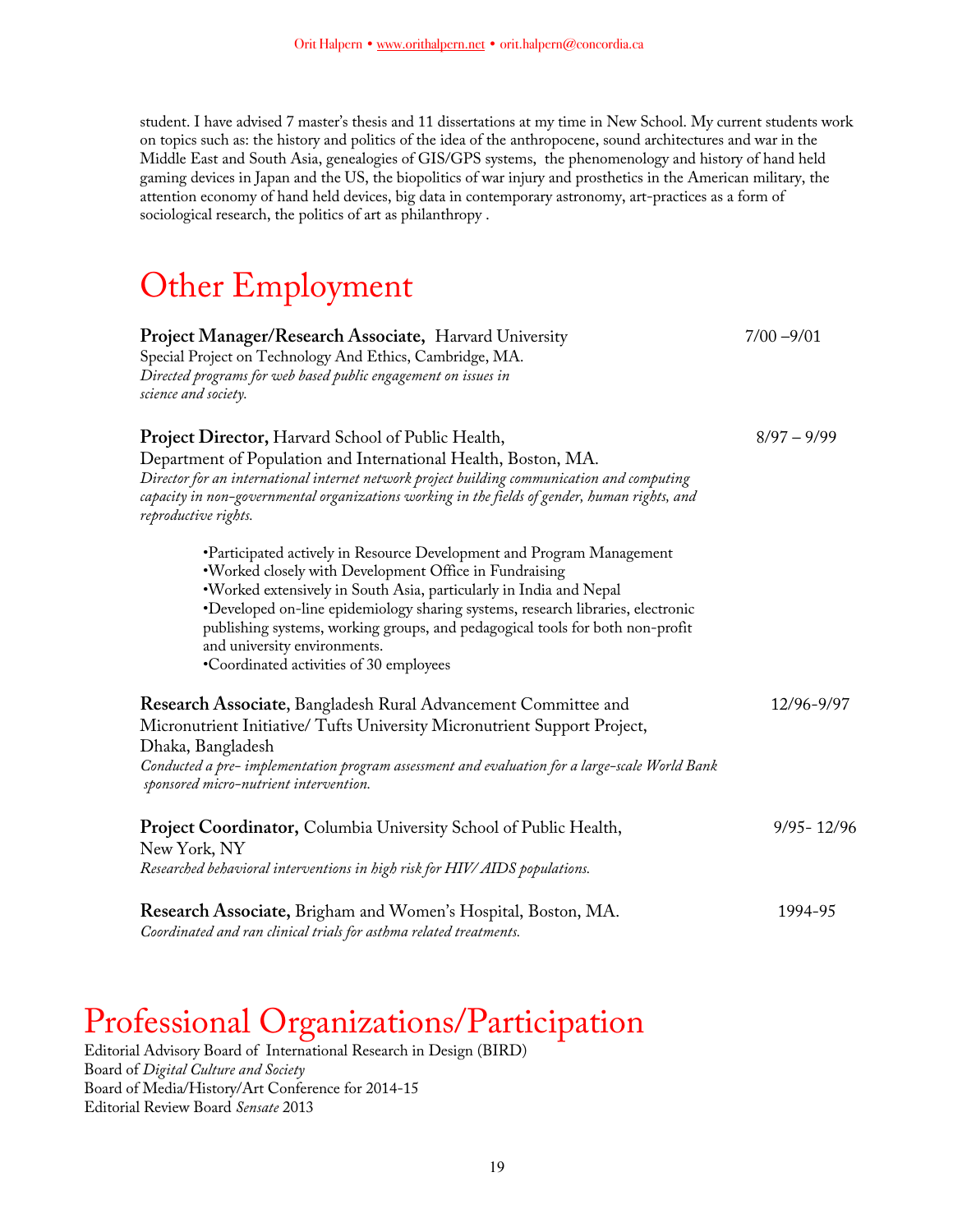student. I have advised 7 master's thesis and 11 dissertations at my time in New School. My current students work on topics such as: the history and politics of the idea of the anthropocene, sound architectures and war in the Middle East and South Asia, genealogies of GIS/GPS systems, the phenomenology and history of hand held gaming devices in Japan and the US, the biopolitics of war injury and prosthetics in the American military, the attention economy of hand held devices, big data in contemporary astronomy, art-practices as a form of sociological research, the politics of art as philanthropy .

# Other Employment

**Project Manager/Research Associate,** Harvard University — 7/00 –9/01
Special Project on Technology And Ethics, Cambridge, MA.
*Directed programs for web based public engagement on issues in science and society.*

**Project Director,** Harvard School of Public Health, — 8/97 – 9/99
Department of Population and International Health, Boston, MA.
*Director for an international internet network project building communication and computing capacity in non-governmental organizations working in the fields of gender, human rights, and reproductive rights.*

- Participated actively in Resource Development and Program Management
- Worked closely with Development Office in Fundraising
- Worked extensively in South Asia, particularly in India and Nepal
- Developed on-line epidemiology sharing systems, research libraries, electronic publishing systems, working groups, and pedagogical tools for both non-profit and university environments.
- Coordinated activities of 30 employees

**Research Associate,** Bangladesh Rural Advancement Committee and Micronutrient Initiative/ Tufts University Micronutrient Support Project, Dhaka, Bangladesh — 12/96-9/97
*Conducted a pre- implementation program assessment and evaluation for a large-scale World Bank sponsored micro-nutrient intervention.*

**Project Coordinator,** Columbia University School of Public Health, New York, NY — 9/95- 12/96
*Researched behavioral interventions in high risk for HIV/ AIDS populations.*

**Research Associate,** Brigham and Women's Hospital, Boston, MA. — 1994-95
*Coordinated and ran clinical trials for asthma related treatments.*

# Professional Organizations/Participation

Editorial Advisory Board of International Research in Design (BIRD)
Board of *Digital Culture and Society*
Board of Media/History/Art Conference for 2014-15
Editorial Review Board *Sensate* 2013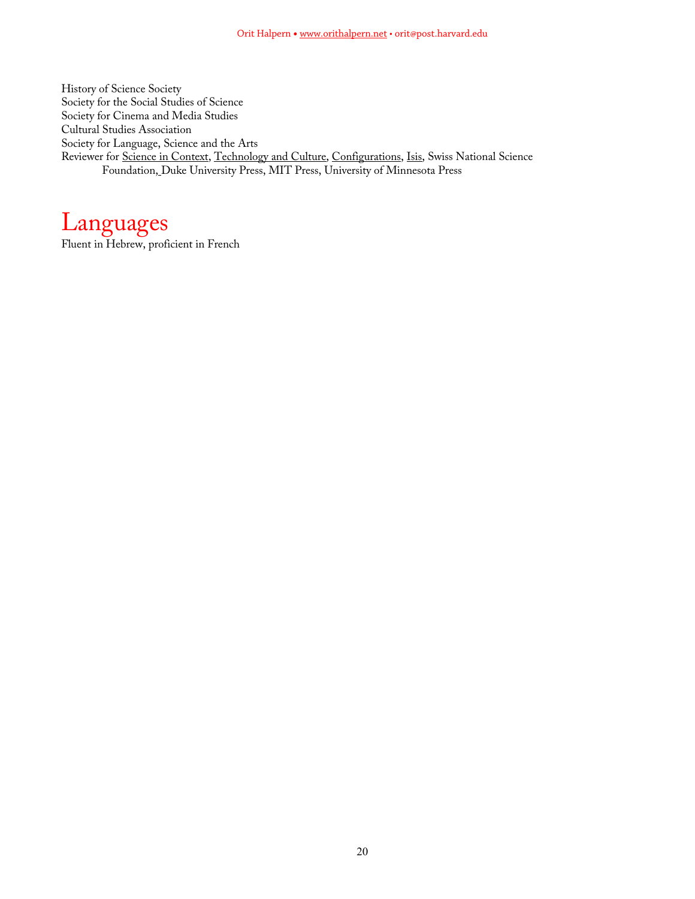History of Science Society
Society for the Social Studies of Science
Society for Cinema and Media Studies
Cultural Studies Association
Society for Language, Science and the Arts
Reviewer for Science in Context, Technology and Culture, Configurations, Isis, Swiss National Science Foundation, Duke University Press, MIT Press, University of Minnesota Press

# Languages

Fluent in Hebrew, proficient in French